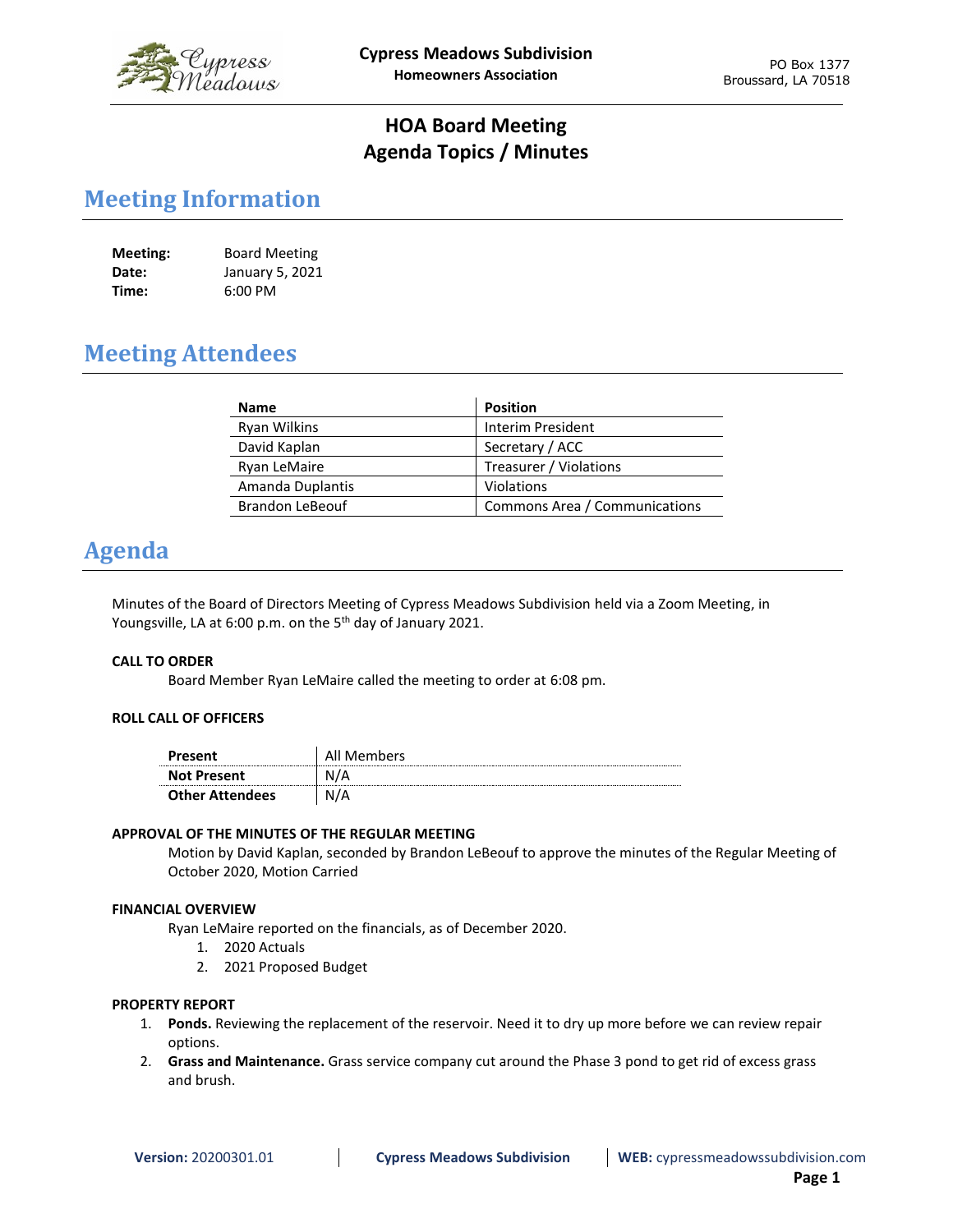Cypress Meadows Subdivision
Homeowners Association

PO Box 1377
Broussard, LA 70518

# HOA Board Meeting
# Agenda Topics / Minutes

## Meeting Information

**Meeting:** Board Meeting
**Date:** January 5, 2021
**Time:** 6:00 PM

## Meeting Attendees

| Name | Position |
|---|---|
| Ryan Wilkins | Interim President |
| David Kaplan | Secretary / ACC |
| Ryan LeMaire | Treasurer / Violations |
| Amanda Duplantis | Violations |
| Brandon LeBeouf | Commons Area / Communications |

## Agenda

Minutes of the Board of Directors Meeting of Cypress Meadows Subdivision held via a Zoom Meeting, in Youngsville, LA at 6:00 p.m. on the 5th day of January 2021.

**CALL TO ORDER**

Board Member Ryan LeMaire called the meeting to order at 6:08 pm.

**ROLL CALL OF OFFICERS**

| | |
|---|---|
| **Present** | All Members |
| **Not Present** | N/A |
| **Other Attendees** | N/A |

**APPROVAL OF THE MINUTES OF THE REGULAR MEETING**

Motion by David Kaplan, seconded by Brandon LeBeouf to approve the minutes of the Regular Meeting of October 2020, Motion Carried

**FINANCIAL OVERVIEW**

Ryan LeMaire reported on the financials, as of December 2020.

1. 2020 Actuals
2. 2021 Proposed Budget

**PROPERTY REPORT**

1. **Ponds.** Reviewing the replacement of the reservoir. Need it to dry up more before we can review repair options.
2. **Grass and Maintenance.** Grass service company cut around the Phase 3 pond to get rid of excess grass and brush.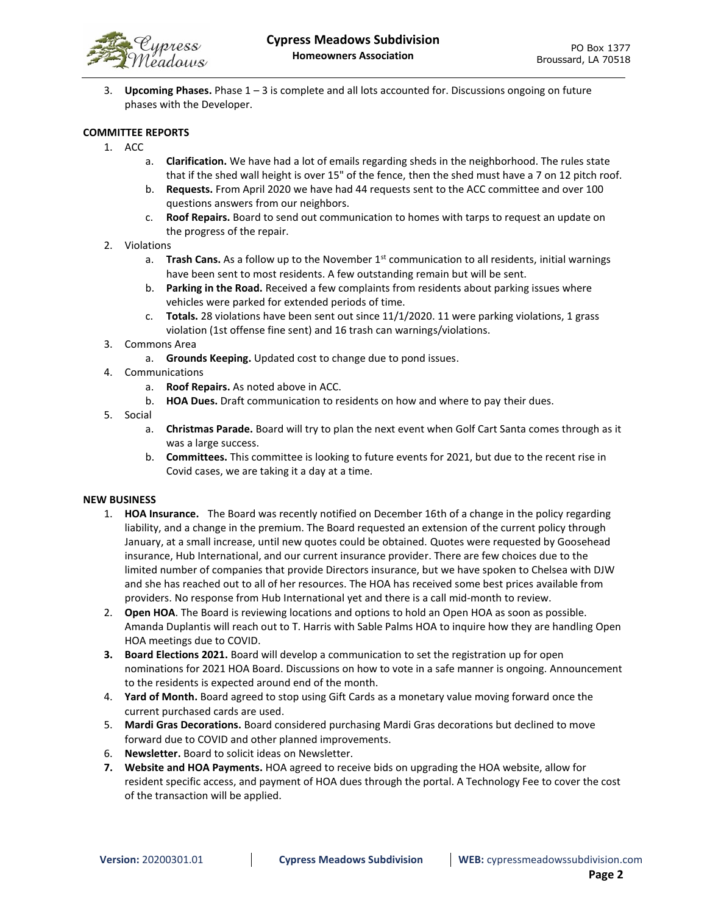3. **Upcoming Phases.** Phase 1 – 3 is complete and all lots accounted for. Discussions ongoing on future phases with the Developer.

**COMMITTEE REPORTS**

1. ACC
    a. **Clarification.** We have had a lot of emails regarding sheds in the neighborhood. The rules state that if the shed wall height is over 15" of the fence, then the shed must have a 7 on 12 pitch roof.
    b. **Requests.** From April 2020 we have had 44 requests sent to the ACC committee and over 100 questions answers from our neighbors.
    c. **Roof Repairs.** Board to send out communication to homes with tarps to request an update on the progress of the repair.
2. Violations
    a. **Trash Cans.** As a follow up to the November 1st communication to all residents, initial warnings have been sent to most residents. A few outstanding remain but will be sent.
    b. **Parking in the Road.** Received a few complaints from residents about parking issues where vehicles were parked for extended periods of time.
    c. **Totals.** 28 violations have been sent out since 11/1/2020. 11 were parking violations, 1 grass violation (1st offense fine sent) and 16 trash can warnings/violations.
3. Commons Area
    a. **Grounds Keeping.** Updated cost to change due to pond issues.
4. Communications
    a. **Roof Repairs.** As noted above in ACC.
    b. **HOA Dues.** Draft communication to residents on how and where to pay their dues.
5. Social
    a. **Christmas Parade.** Board will try to plan the next event when Golf Cart Santa comes through as it was a large success.
    b. **Committees.** This committee is looking to future events for 2021, but due to the recent rise in Covid cases, we are taking it a day at a time.

**NEW BUSINESS**

1. **HOA Insurance.** The Board was recently notified on December 16th of a change in the policy regarding liability, and a change in the premium. The Board requested an extension of the current policy through January, at a small increase, until new quotes could be obtained. Quotes were requested by Goosehead insurance, Hub International, and our current insurance provider. There are few choices due to the limited number of companies that provide Directors insurance, but we have spoken to Chelsea with DJW and she has reached out to all of her resources. The HOA has received some best prices available from providers. No response from Hub International yet and there is a call mid-month to review.
2. **Open HOA**. The Board is reviewing locations and options to hold an Open HOA as soon as possible. Amanda Duplantis will reach out to T. Harris with Sable Palms HOA to inquire how they are handling Open HOA meetings due to COVID.
3. **Board Elections 2021.** Board will develop a communication to set the registration up for open nominations for 2021 HOA Board. Discussions on how to vote in a safe manner is ongoing. Announcement to the residents is expected around end of the month.
4. **Yard of Month.** Board agreed to stop using Gift Cards as a monetary value moving forward once the current purchased cards are used.
5. **Mardi Gras Decorations.** Board considered purchasing Mardi Gras decorations but declined to move forward due to COVID and other planned improvements.
6. **Newsletter.** Board to solicit ideas on Newsletter.
7. **Website and HOA Payments.** HOA agreed to receive bids on upgrading the HOA website, allow for resident specific access, and payment of HOA dues through the portal. A Technology Fee to cover the cost of the transaction will be applied.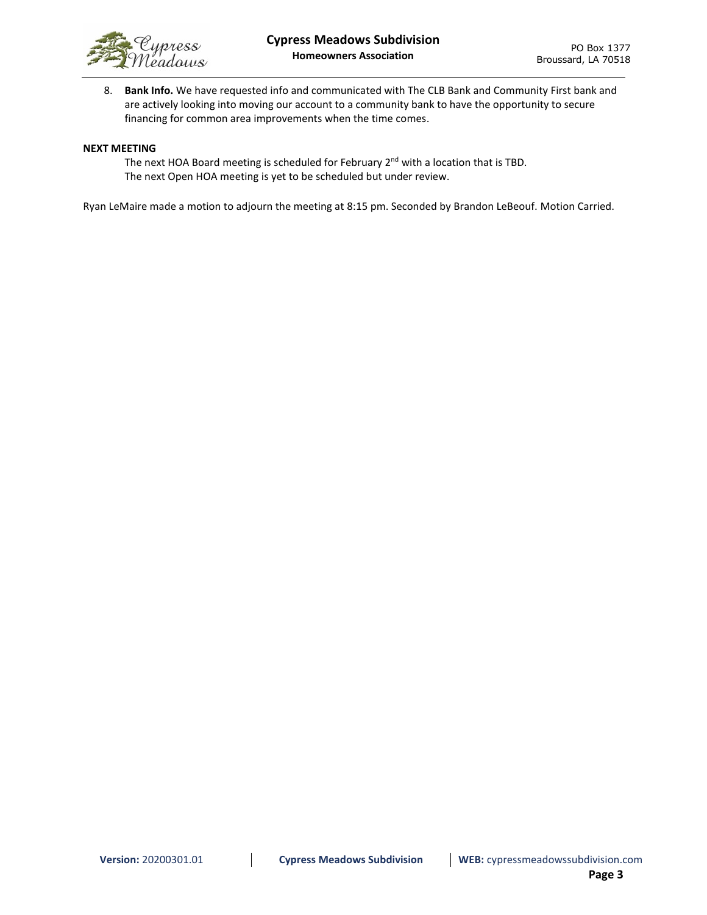8. **Bank Info.** We have requested info and communicated with The CLB Bank and Community First bank and are actively looking into moving our account to a community bank to have the opportunity to secure financing for common area improvements when the time comes.

**NEXT MEETING**

The next HOA Board meeting is scheduled for February 2nd with a location that is TBD.
The next Open HOA meeting is yet to be scheduled but under review.

Ryan LeMaire made a motion to adjourn the meeting at 8:15 pm. Seconded by Brandon LeBeouf. Motion Carried.